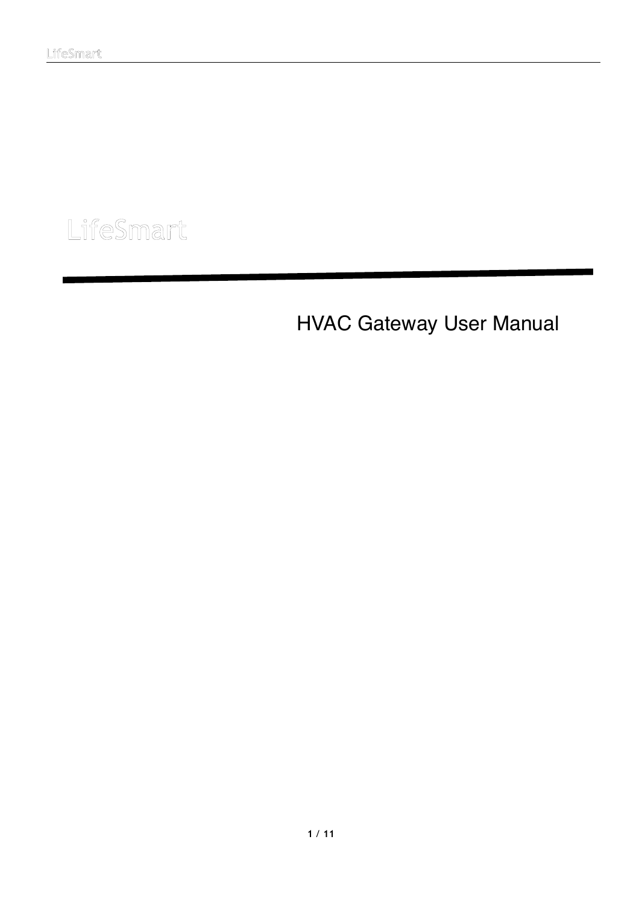LifeSmart

# HVAC Gateway User Manual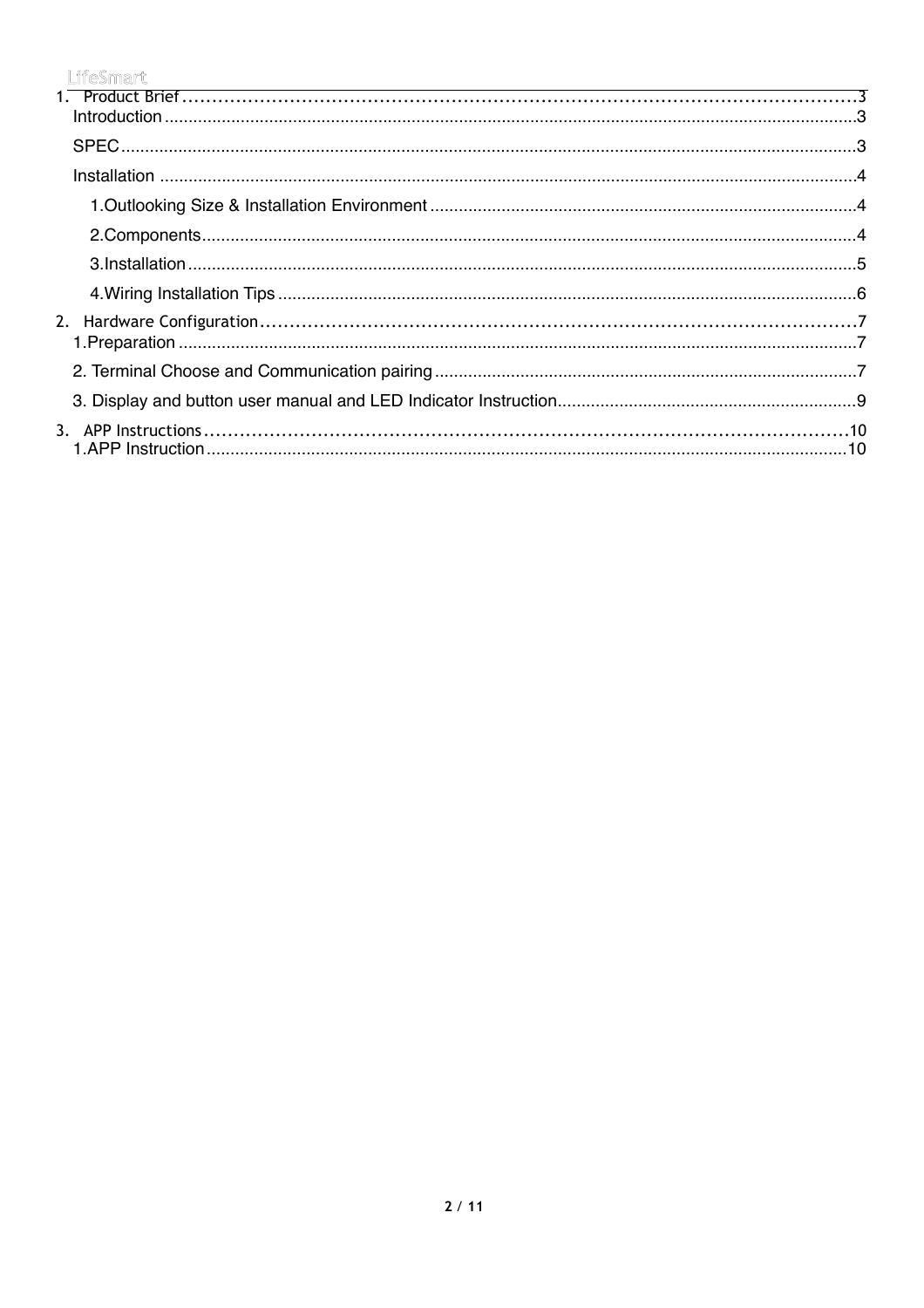1. Product Brief ........................................................................................................ 3

   Introduction ........................................................................................................ 3

   SPEC ........................................................................................................ 3

   Installation ........................................................................................................ 4

      1.Outlooking Size & Installation Environment ........................................................................................................ 4

      2.Components ........................................................................................................ 4

      3.Installation ........................................................................................................ 5

      4.Wiring Installation Tips ........................................................................................................ 6

2. Hardware Configuration ........................................................................................................ 7

   1.Preparation ........................................................................................................ 7

   2. Terminal Choose and Communication pairing ........................................................................................................ 7

   3. Display and button user manual and LED Indicator Instruction ........................................................................................................ 9

3. APP Instructions ........................................................................................................ 10

   1.APP Instruction ........................................................................................................ 10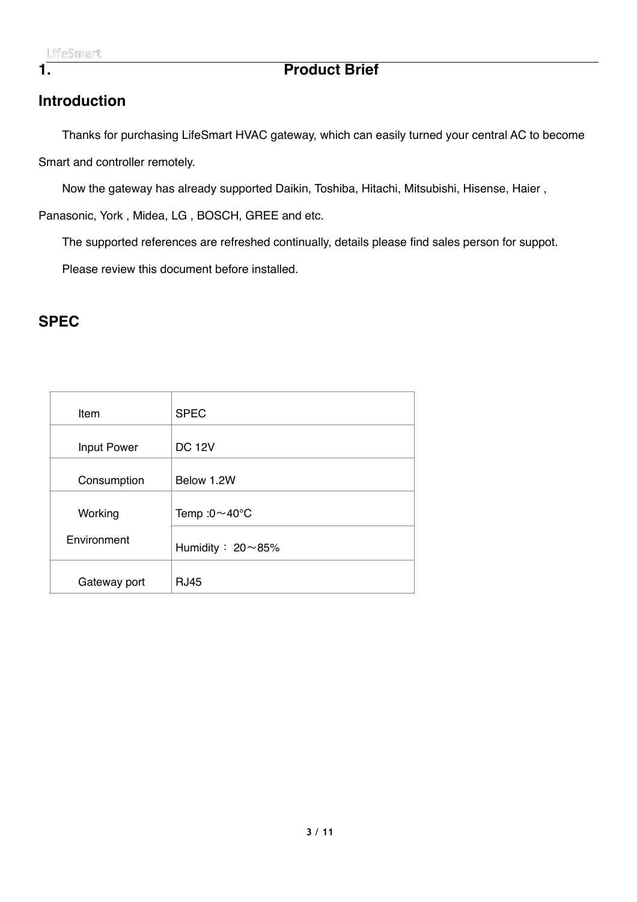# 1. Product Brief

## Introduction

Thanks for purchasing LifeSmart HVAC gateway, which can easily turned your central AC to become Smart and controller remotely.

Now the gateway has already supported Daikin, Toshiba, Hitachi, Mitsubishi, Hisense, Haier , Panasonic, York , Midea, LG , BOSCH, GREE and etc.

The supported references are refreshed continually, details please find sales person for suppot.

Please review this document before installed.

## SPEC

| Item | SPEC |
|---|---|
| Input Power | DC 12V |
| Consumption | Below 1.2W |
| Working Environment | Temp :0～40°C |
| | Humidity： 20～85% |
| Gateway port | RJ45 |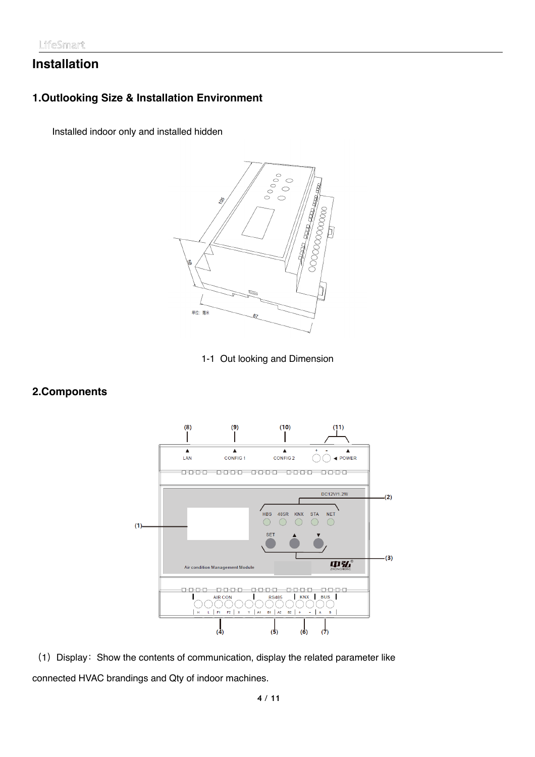# Installation

## 1.Outlooking Size & Installation Environment

Installed indoor only and installed hidden

1-1 Out looking and Dimension

## 2.Components

（1）Display：Show the contents of communication, display the related parameter like connected HVAC brandings and Qty of indoor machines.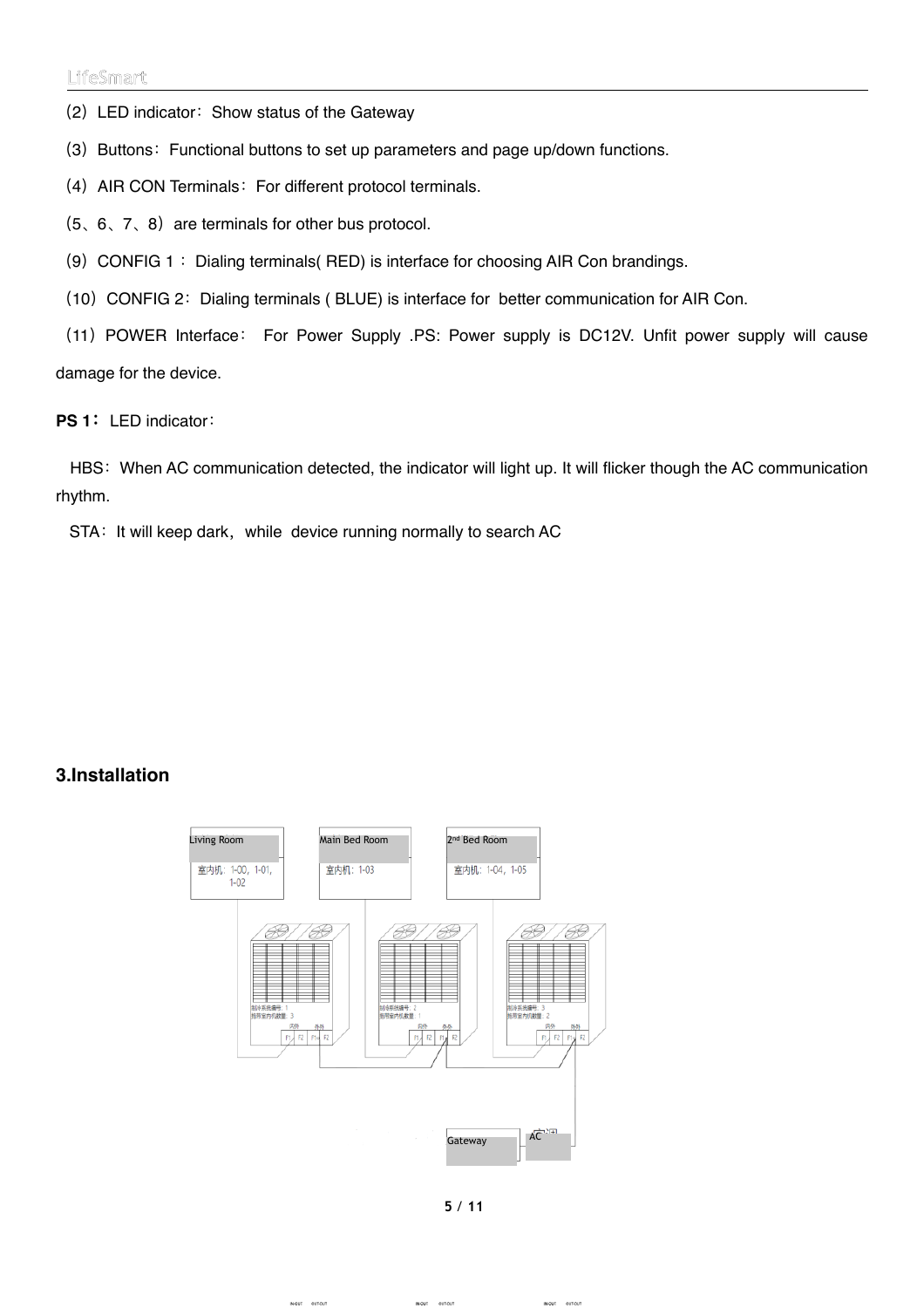（2）LED indicator：Show status of the Gateway

（3）Buttons：Functional buttons to set up parameters and page up/down functions.

（4）AIR CON Terminals：For different protocol terminals.

（5、6、7、8）are terminals for other bus protocol.

（9）CONFIG 1： Dialing terminals( RED) is interface for choosing AIR Con brandings.

（10）CONFIG 2：Dialing terminals ( BLUE) is interface for better communication for AIR Con.

（11）POWER Interface： For Power Supply .PS: Power supply is DC12V. Unfit power supply will cause damage for the device.

**PS 1：** LED indicator：

HBS：When AC communication detected, the indicator will light up. It will flicker though the AC communication rhythm.

STA：It will keep dark，while device running normally to search AC

## 3.Installation

Living Room

室内机：1-00，1-01，1-02

Main Bed Room

室内机：1-03

2nd Bed Room

室内机：1-04，1-05

Gateway

AC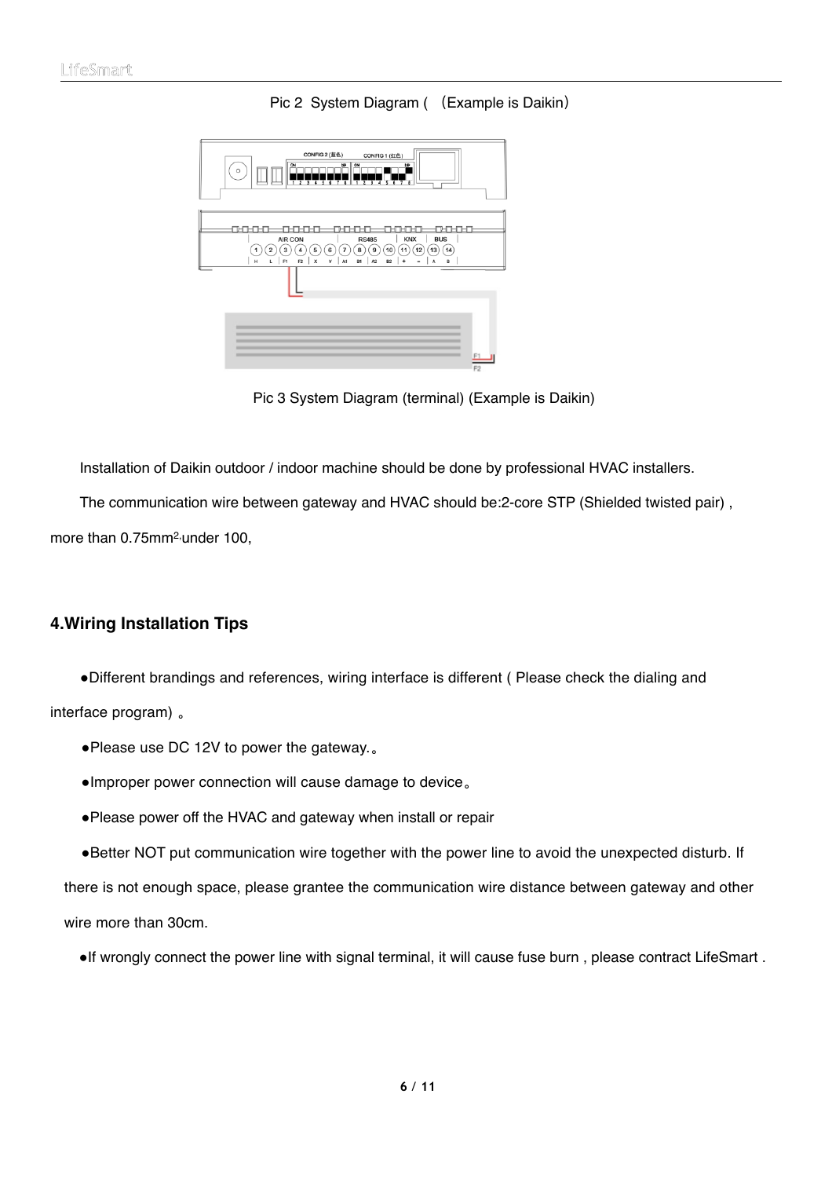Pic 2 System Diagram ( （Example is Daikin）

Pic 3 System Diagram (terminal) (Example is Daikin)

Installation of Daikin outdoor / indoor machine should be done by professional HVAC installers.

The communication wire between gateway and HVAC should be:2-core STP (Shielded twisted pair) , more than 0.75mm$^2$,under 100,

## 4.Wiring Installation Tips

●Different brandings and references, wiring interface is different ( Please check the dialing and interface program) 。

●Please use DC 12V to power the gateway.。

●Improper power connection will cause damage to device。

●Please power off the HVAC and gateway when install or repair

●Better NOT put communication wire together with the power line to avoid the unexpected disturb. If there is not enough space, please grantee the communication wire distance between gateway and other wire more than 30cm.

●If wrongly connect the power line with signal terminal, it will cause fuse burn , please contract LifeSmart .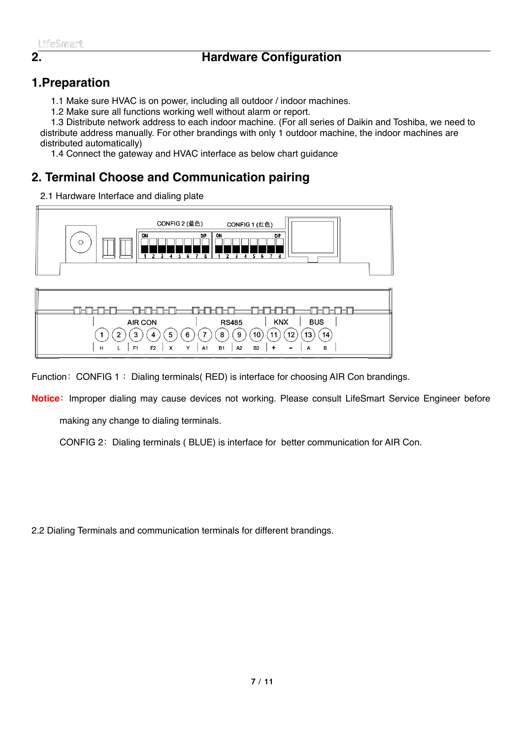# 2. Hardware Configuration

## 1.Preparation

1.1 Make sure HVAC is on power, including all outdoor / indoor machines.

1.2 Make sure all functions working well without alarm or report.

1.3 Distribute network address to each indoor machine. (For all series of Daikin and Toshiba, we need to distribute address manually. For other brandings with only 1 outdoor machine, the indoor machines are distributed automatically)

1.4 Connect the gateway and HVAC interface as below chart guidance

## 2. Terminal Choose and Communication pairing

2.1 Hardware Interface and dialing plate

CONFIG 2 (蓝色) CONFIG 1 (红色)

| AIR CON | | | | | | RS485 | | | | KNX | | BUS | |
|---|---|---|---|---|---|---|---|---|---|---|---|---|---|
| 1 | 2 | 3 | 4 | 5 | 6 | 7 | 8 | 9 | 10 | 11 | 12 | 13 | 14 |
| H | L | F1 | F2 | X | Y | A1 | B1 | A2 | B2 | + | - | A | B |

Function： CONFIG 1 ： Dialing terminals( RED) is interface for choosing AIR Con brandings.

**Notice**： Improper dialing may cause devices not working. Please consult LifeSmart Service Engineer before making any change to dialing terminals.

CONFIG 2： Dialing terminals ( BLUE) is interface for better communication for AIR Con.

2.2 Dialing Terminals and communication terminals for different brandings.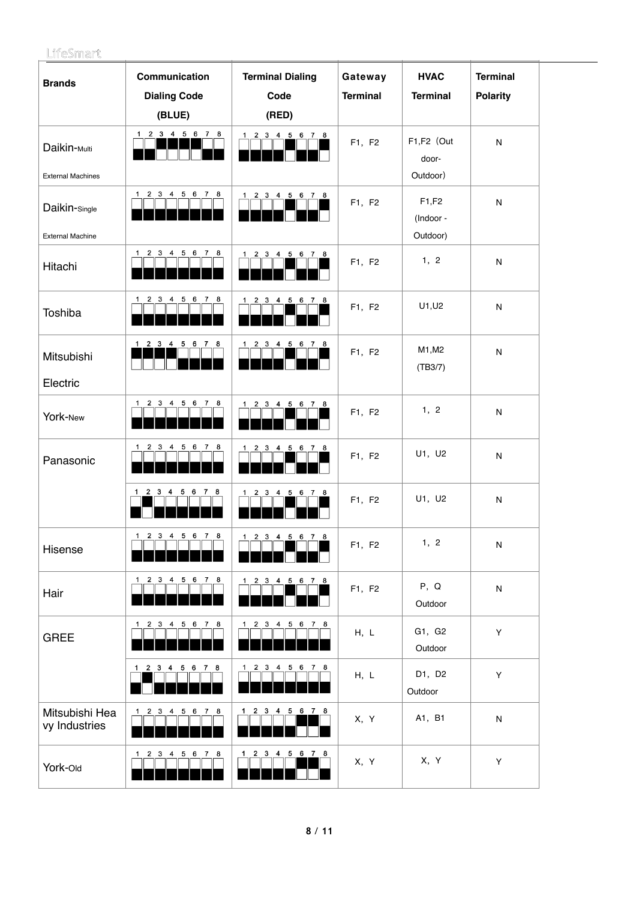| Brands | Communication Dialing Code (BLUE) | Terminal Dialing Code (RED) | Gateway Terminal | HVAC Terminal | Terminal Polarity |
|---|---|---|---|---|---|
| Daikin-Multi External Machines | 1 2 3 4 5 6 7 8 | 1 2 3 4 5 6 7 8 | F1, F2 | F1,F2（Out door-Outdoor） | N |
| Daikin-Single External Machine | 1 2 3 4 5 6 7 8 | 1 2 3 4 5 6 7 8 | F1, F2 | F1,F2 (Indoor - Outdoor) | N |
| Hitachi | 1 2 3 4 5 6 7 8 | 1 2 3 4 5 6 7 8 | F1, F2 | 1, 2 | N |
| Toshiba | 1 2 3 4 5 6 7 8 | 1 2 3 4 5 6 7 8 | F1, F2 | U1,U2 | N |
| Mitsubishi Electric | 1 2 3 4 5 6 7 8 | 1 2 3 4 5 6 7 8 | F1, F2 | M1,M2 (TB3/7) | N |
| York-New | 1 2 3 4 5 6 7 8 | 1 2 3 4 5 6 7 8 | F1, F2 | 1, 2 | N |
| Panasonic | 1 2 3 4 5 6 7 8 | 1 2 3 4 5 6 7 8 | F1, F2 | U1, U2 | N |
| | 1 2 3 4 5 6 7 8 | 1 2 3 4 5 6 7 8 | F1, F2 | U1, U2 | N |
| Hisense | 1 2 3 4 5 6 7 8 | 1 2 3 4 5 6 7 8 | F1, F2 | 1, 2 | N |
| Hair | 1 2 3 4 5 6 7 8 | 1 2 3 4 5 6 7 8 | F1, F2 | P, Q Outdoor | N |
| GREE | 1 2 3 4 5 6 7 8 | 1 2 3 4 5 6 7 8 | H, L | G1, G2 Outdoor | Y |
| | 1 2 3 4 5 6 7 8 | 1 2 3 4 5 6 7 8 | H, L | D1, D2 Outdoor | Y |
| Mitsubishi Heavy Industries | 1 2 3 4 5 6 7 8 | 1 2 3 4 5 6 7 8 | X, Y | A1, B1 | N |
| York-Old | 1 2 3 4 5 6 7 8 | 1 2 3 4 5 6 7 8 | X, Y | X, Y | Y |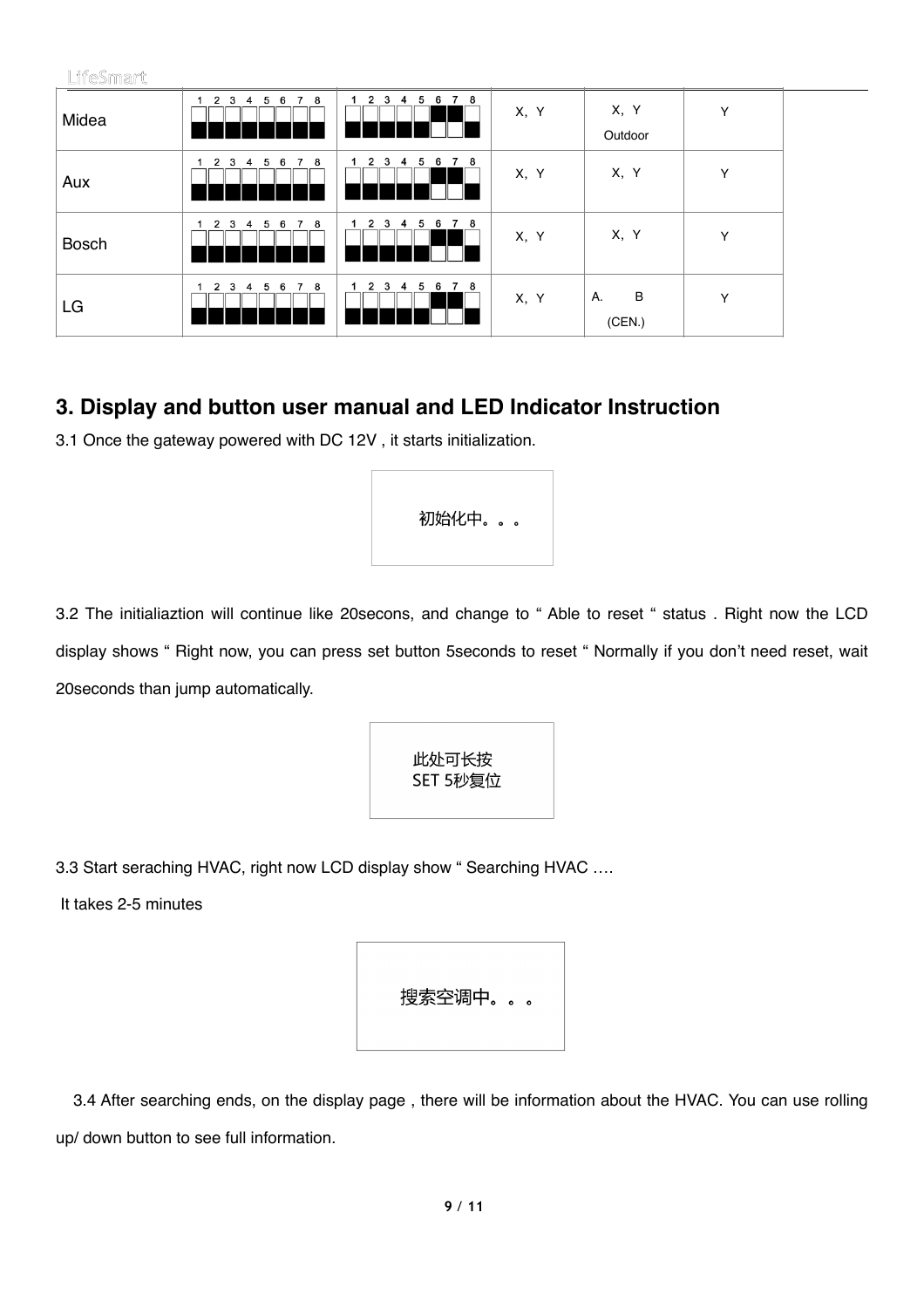| | | | | | |
|---|---|---|---|---|---|
| Midea | 1 2 3 4 5 6 7 8 | 1 2 3 4 5 6 7 8 | X，Y | X，Y Outdoor | Y |
| Aux | 1 2 3 4 5 6 7 8 | 1 2 3 4 5 6 7 8 | X，Y | X，Y | Y |
| Bosch | 1 2 3 4 5 6 7 8 | 1 2 3 4 5 6 7 8 | X，Y | X，Y | Y |
| LG | 1 2 3 4 5 6 7 8 | 1 2 3 4 5 6 7 8 | X，Y | A. B (CEN.) | Y |

## 3. Display and button user manual and LED Indicator Instruction

3.1 Once the gateway powered with DC 12V , it starts initialization.

> 初始化中。。。

3.2 The initialiaztion will continue like 20secons, and change to " Able to reset " status . Right now the LCD display shows " Right now, you can press set button 5seconds to reset " Normally if you don't need reset, wait 20seconds than jump automatically.

> 此处可长按
> SET 5秒复位

3.3 Start seraching HVAC, right now LCD display show " Searching HVAC ….

It takes 2-5 minutes

> 搜索空调中。。。

3.4 After searching ends, on the display page , there will be information about the HVAC. You can use rolling up/ down button to see full information.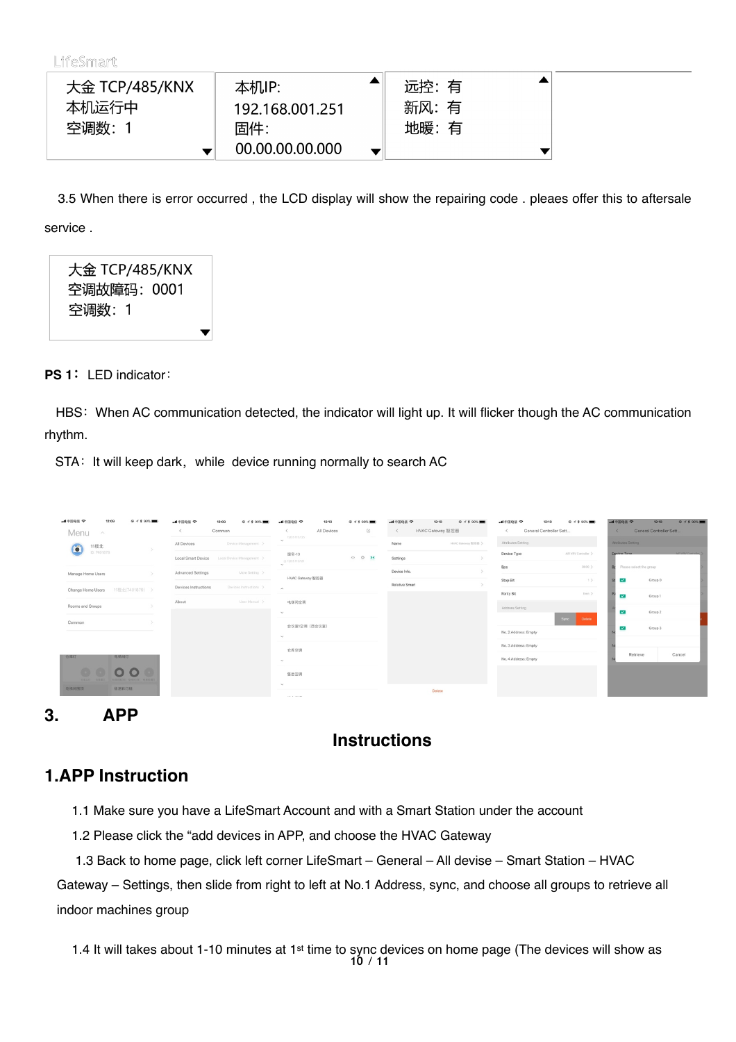| 大金 TCP/485/KNX<br>本机运行中<br>空调数：1 | 本机IP:<br>192.168.001.251<br>固件:<br>00.00.00.00.000 | 远控：有<br>新风：有<br>地暖：有 |
|---|---|---|

3.5 When there is error occurred , the LCD display will show the repairing code . pleaes offer this to aftersale service .

| 大金 TCP/485/KNX<br>空调故障码：0001<br>空调数：1 |
|---|

**PS 1：** LED indicator：

HBS：When AC communication detected, the indicator will light up. It will flicker though the AC communication rhythm.

STA：It will keep dark，while device running normally to search AC

## 3. APP

## Instructions

## 1.APP Instruction

1.1 Make sure you have a LifeSmart Account and with a Smart Station under the account

1.2 Please click the "add devices in APP, and choose the HVAC Gateway

1.3 Back to home page, click left corner LifeSmart – General – All devise – Smart Station – HVAC Gateway – Settings, then slide from right to left at No.1 Address, sync, and choose all groups to retrieve all indoor machines group

1.4 It will takes about 1-10 minutes at 1st time to sync devices on home page (The devices will show as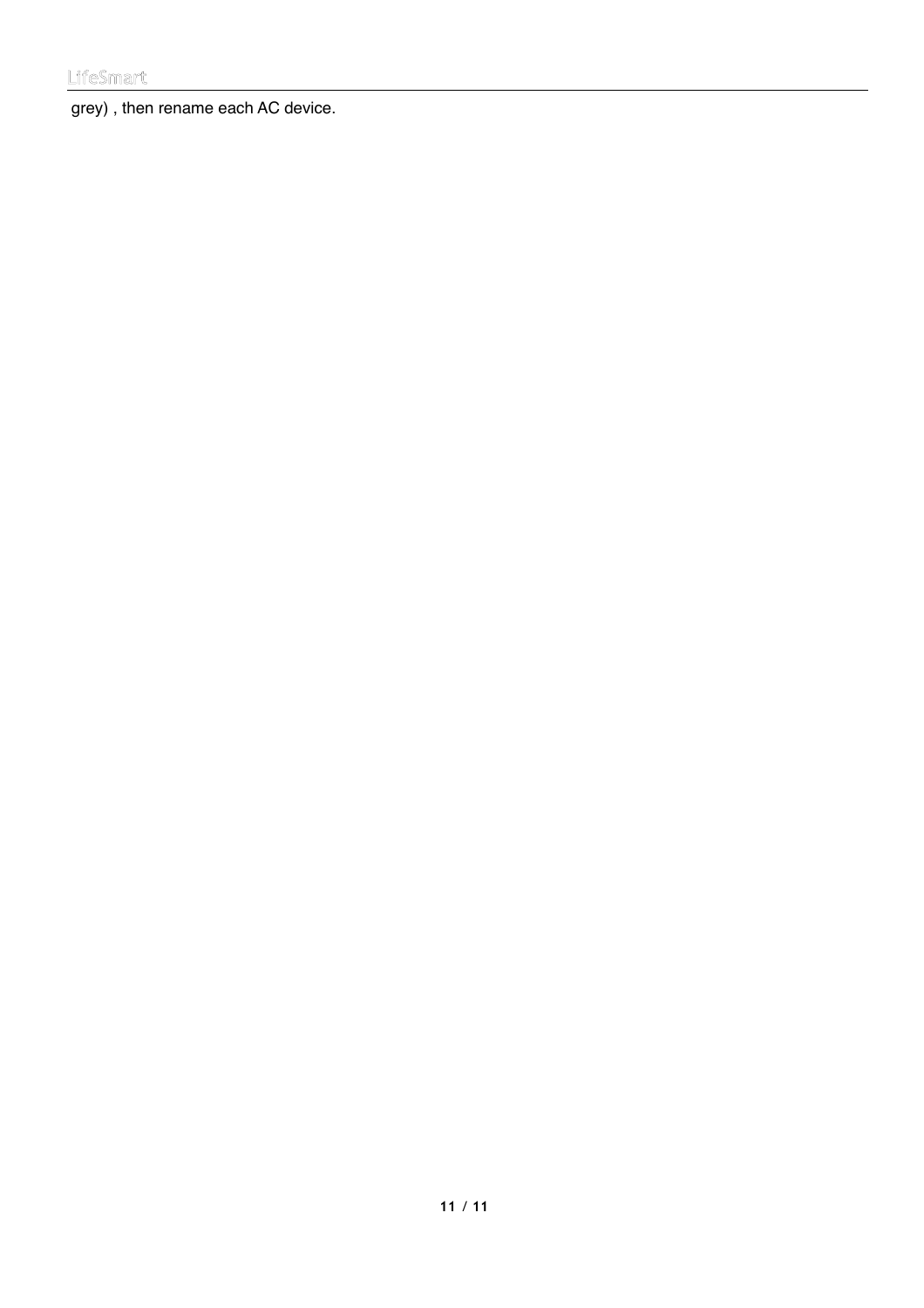grey) , then rename each AC device.